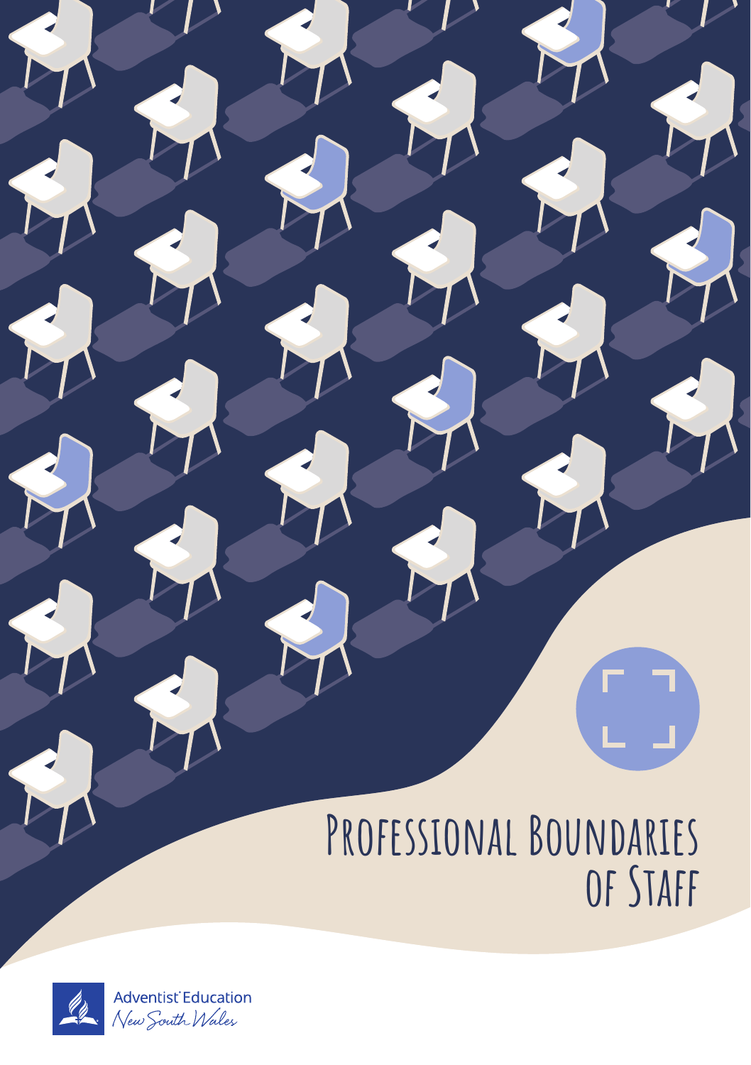# Professional Boundaries of Staff

Adventist Education
New South Wales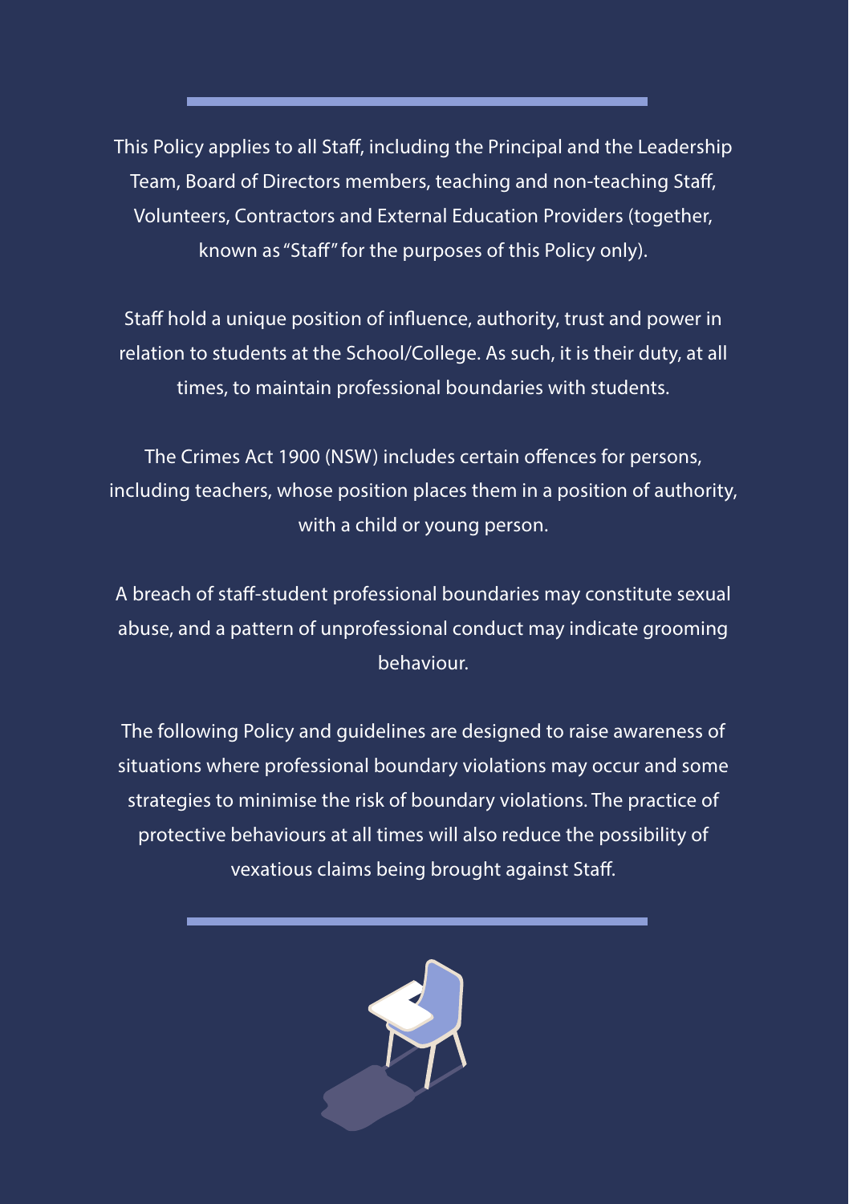This Policy applies to all Staff, including the Principal and the Leadership Team, Board of Directors members, teaching and non-teaching Staff, Volunteers, Contractors and External Education Providers (together, known as "Staff" for the purposes of this Policy only).

Staff hold a unique position of influence, authority, trust and power in relation to students at the School/College. As such, it is their duty, at all times, to maintain professional boundaries with students.

The Crimes Act 1900 (NSW) includes certain offences for persons, including teachers, whose position places them in a position of authority, with a child or young person.

A breach of staff-student professional boundaries may constitute sexual abuse, and a pattern of unprofessional conduct may indicate grooming behaviour.

The following Policy and guidelines are designed to raise awareness of situations where professional boundary violations may occur and some strategies to minimise the risk of boundary violations. The practice of protective behaviours at all times will also reduce the possibility of vexatious claims being brought against Staff.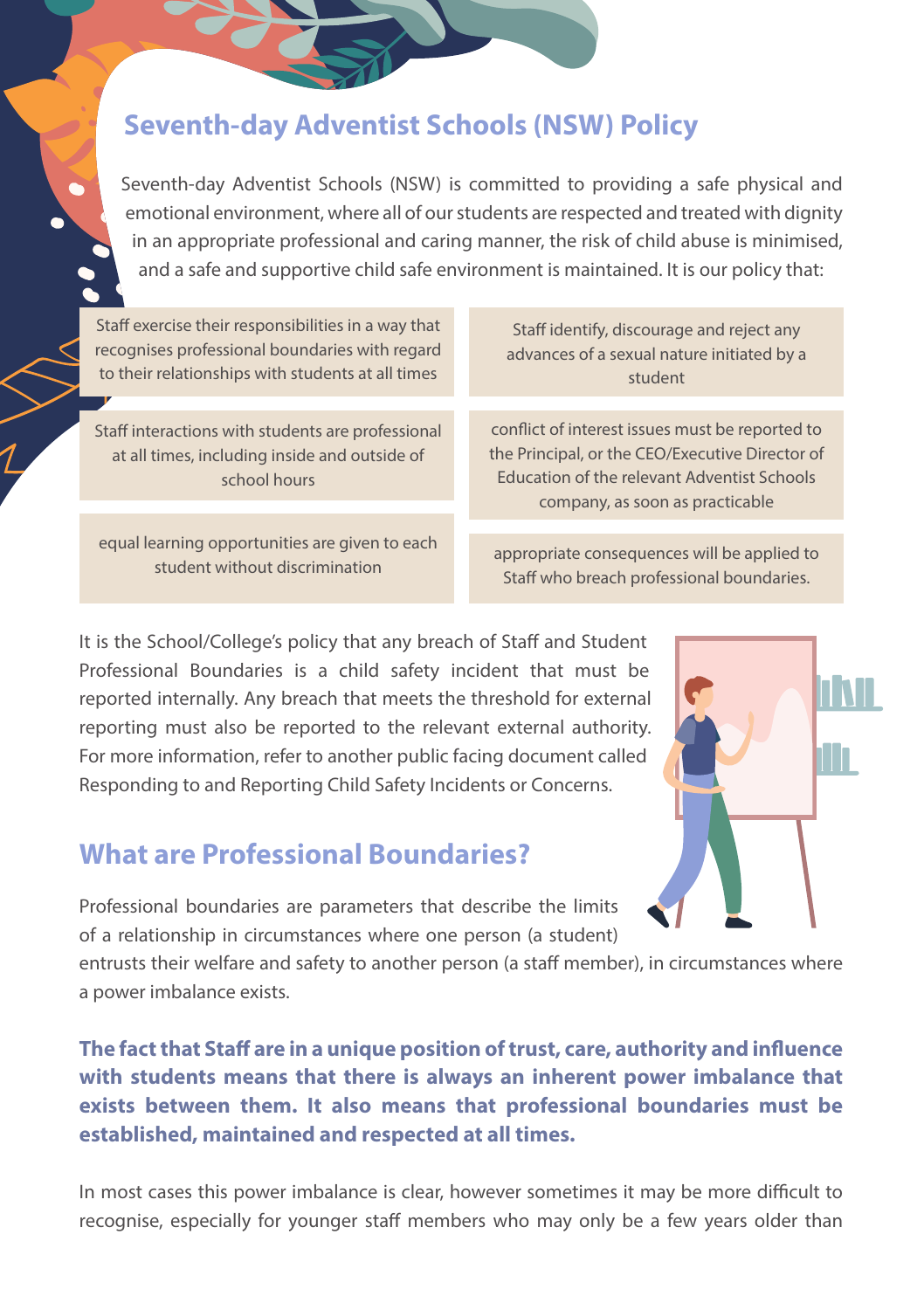## Seventh-day Adventist Schools (NSW) Policy

Seventh-day Adventist Schools (NSW) is committed to providing a safe physical and emotional environment, where all of our students are respected and treated with dignity in an appropriate professional and caring manner, the risk of child abuse is minimised, and a safe and supportive child safe environment is maintained. It is our policy that:

- Staff exercise their responsibilities in a way that recognises professional boundaries with regard to their relationships with students at all times
- Staff identify, discourage and reject any advances of a sexual nature initiated by a student
- Staff interactions with students are professional at all times, including inside and outside of school hours
- conflict of interest issues must be reported to the Principal, or the CEO/Executive Director of Education of the relevant Adventist Schools company, as soon as practicable
- equal learning opportunities are given to each student without discrimination
- appropriate consequences will be applied to Staff who breach professional boundaries.

It is the School/College's policy that any breach of Staff and Student Professional Boundaries is a child safety incident that must be reported internally. Any breach that meets the threshold for external reporting must also be reported to the relevant external authority. For more information, refer to another public facing document called Responding to and Reporting Child Safety Incidents or Concerns.

## What are Professional Boundaries?

Professional boundaries are parameters that describe the limits of a relationship in circumstances where one person (a student) entrusts their welfare and safety to another person (a staff member), in circumstances where a power imbalance exists.

**The fact that Staff are in a unique position of trust, care, authority and influence with students means that there is always an inherent power imbalance that exists between them. It also means that professional boundaries must be established, maintained and respected at all times.**

In most cases this power imbalance is clear, however sometimes it may be more difficult to recognise, especially for younger staff members who may only be a few years older than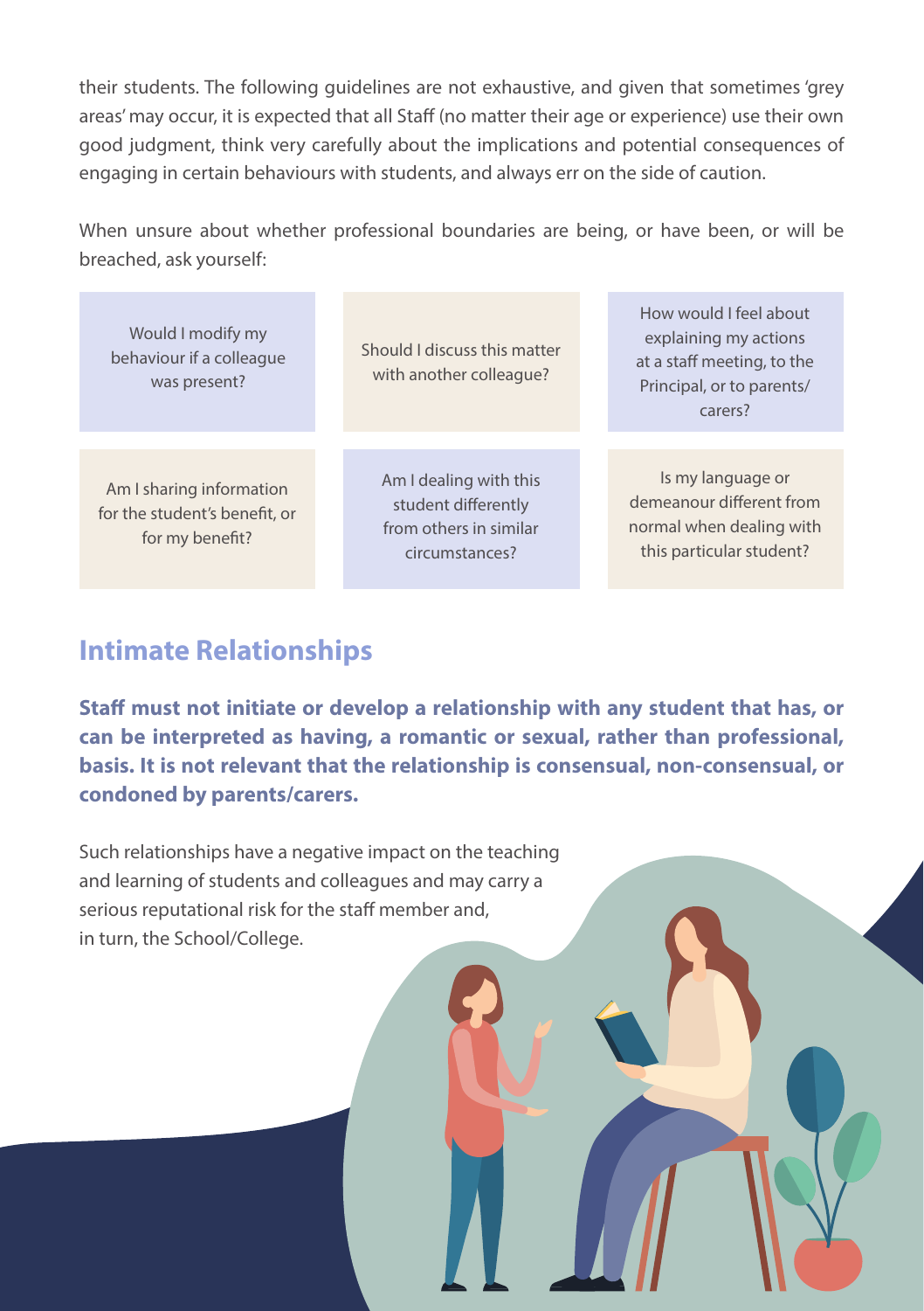their students. The following guidelines are not exhaustive, and given that sometimes 'grey areas' may occur, it is expected that all Staff (no matter their age or experience) use their own good judgment, think very carefully about the implications and potential consequences of engaging in certain behaviours with students, and always err on the side of caution.

When unsure about whether professional boundaries are being, or have been, or will be breached, ask yourself:

| | | |
|---|---|---|
| Would I modify my behaviour if a colleague was present? | Should I discuss this matter with another colleague? | How would I feel about explaining my actions at a staff meeting, to the Principal, or to parents/carers? |
| Am I sharing information for the student's benefit, or for my benefit? | Am I dealing with this student differently from others in similar circumstances? | Is my language or demeanour different from normal when dealing with this particular student? |

## Intimate Relationships

**Staff must not initiate or develop a relationship with any student that has, or can be interpreted as having, a romantic or sexual, rather than professional, basis. It is not relevant that the relationship is consensual, non-consensual, or condoned by parents/carers.**

Such relationships have a negative impact on the teaching and learning of students and colleagues and may carry a serious reputational risk for the staff member and, in turn, the School/College.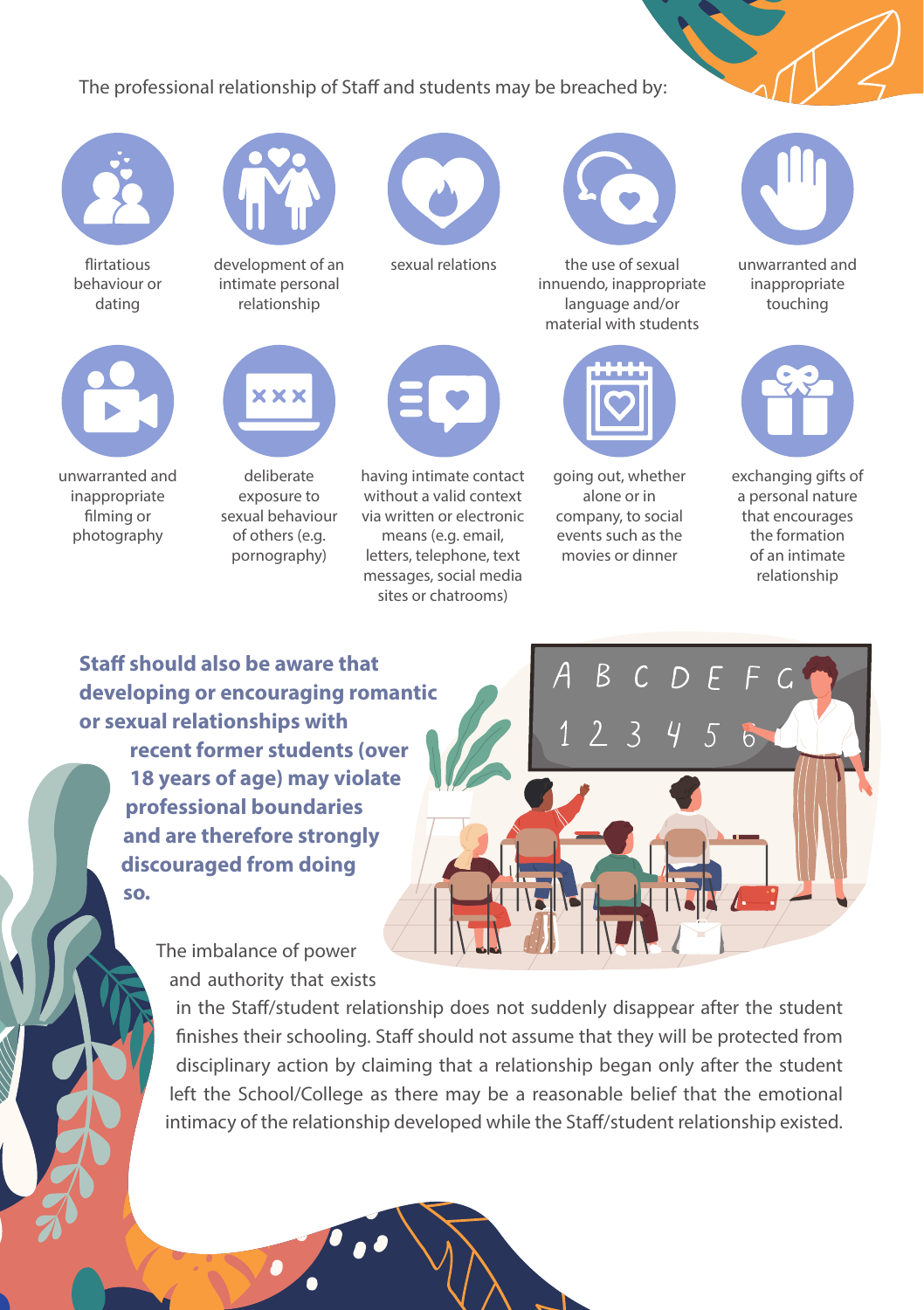The professional relationship of Staff and students may be breached by:

- flirtatious behaviour or dating
- development of an intimate personal relationship
- sexual relations
- the use of sexual innuendo, inappropriate language and/or material with students
- unwarranted and inappropriate touching
- unwarranted and inappropriate filming or photography
- deliberate exposure to sexual behaviour of others (e.g. pornography)
- having intimate contact without a valid context via written or electronic means (e.g. email, letters, telephone, text messages, social media sites or chatrooms)
- going out, whether alone or in company, to social events such as the movies or dinner
- exchanging gifts of a personal nature that encourages the formation of an intimate relationship

**Staff should also be aware that developing or encouraging romantic or sexual relationships with recent former students (over 18 years of age) may violate professional boundaries and are therefore strongly discouraged from doing so.**

The imbalance of power and authority that exists in the Staff/student relationship does not suddenly disappear after the student finishes their schooling. Staff should not assume that they will be protected from disciplinary action by claiming that a relationship began only after the student left the School/College as there may be a reasonable belief that the emotional intimacy of the relationship developed while the Staff/student relationship existed.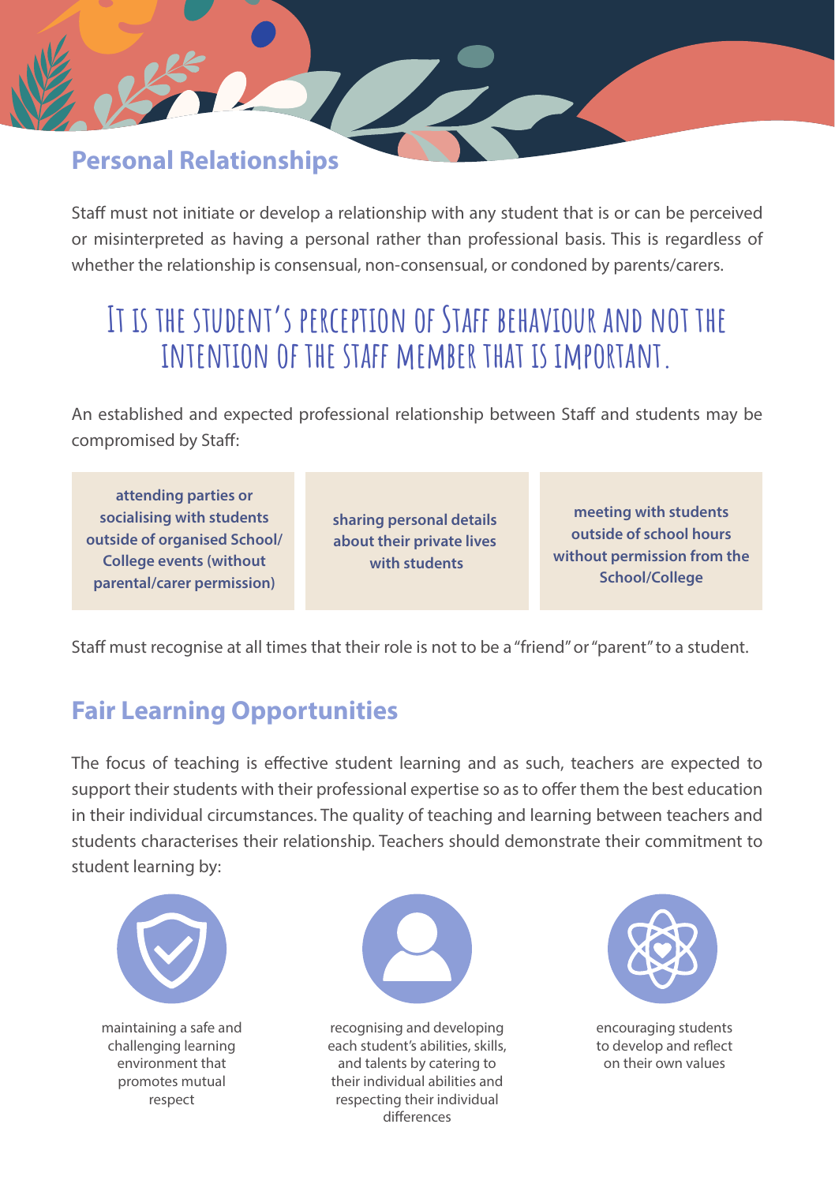## Personal Relationships

Staff must not initiate or develop a relationship with any student that is or can be perceived or misinterpreted as having a personal rather than professional basis. This is regardless of whether the relationship is consensual, non-consensual, or condoned by parents/carers.

> **It is the student's perception of Staff behaviour and not the intention of the staff member that is important.**

An established and expected professional relationship between Staff and students may be compromised by Staff:

- **attending parties or socialising with students outside of organised School/College events (without parental/carer permission)**
- **sharing personal details about their private lives with students**
- **meeting with students outside of school hours without permission from the School/College**

Staff must recognise at all times that their role is not to be a "friend" or "parent" to a student.

## Fair Learning Opportunities

The focus of teaching is effective student learning and as such, teachers are expected to support their students with their professional expertise so as to offer them the best education in their individual circumstances. The quality of teaching and learning between teachers and students characterises their relationship. Teachers should demonstrate their commitment to student learning by:

- maintaining a safe and challenging learning environment that promotes mutual respect
- recognising and developing each student's abilities, skills, and talents by catering to their individual abilities and respecting their individual differences
- encouraging students to develop and reflect on their own values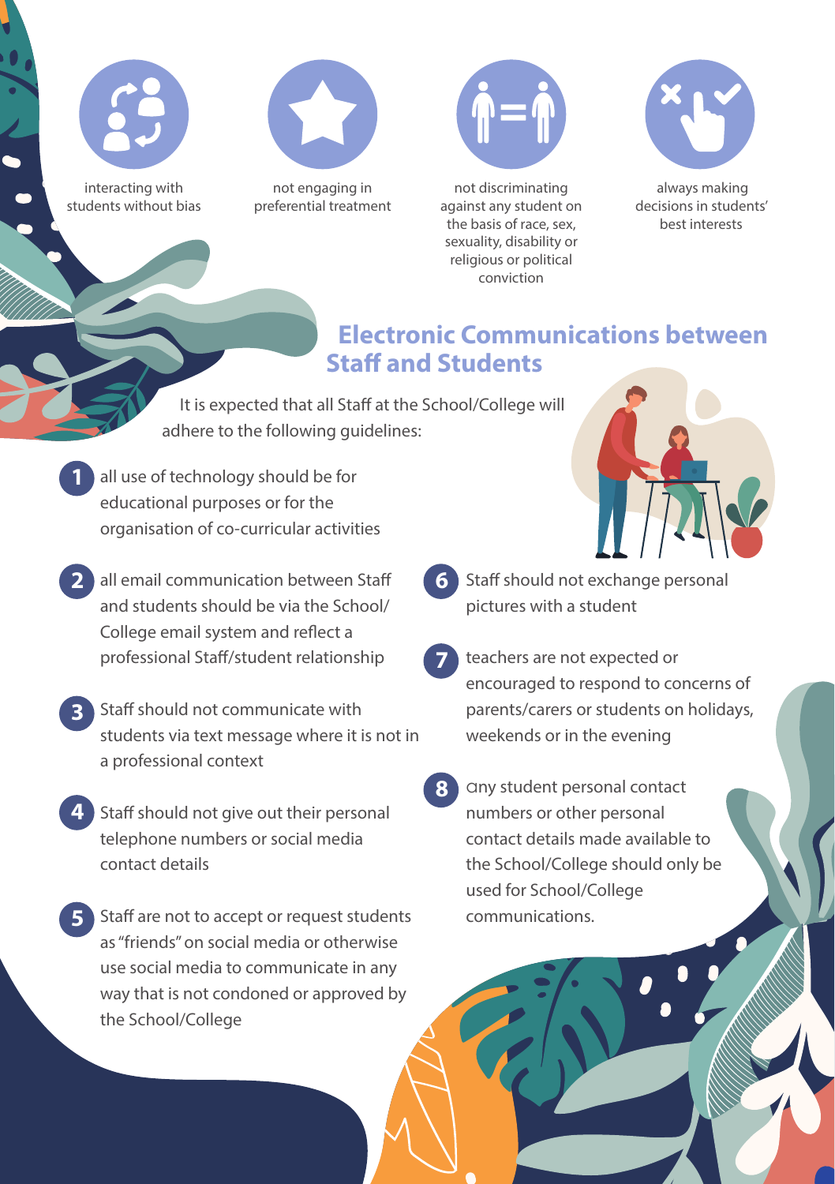- interacting with students without bias
- not engaging in preferential treatment
- not discriminating against any student on the basis of race, sex, sexuality, disability or religious or political conviction
- always making decisions in students' best interests

## Electronic Communications between Staff and Students

It is expected that all Staff at the School/College will adhere to the following guidelines:

1. all use of technology should be for educational purposes or for the organisation of co-curricular activities
2. all email communication between Staff and students should be via the School/College email system and reflect a professional Staff/student relationship
3. Staff should not communicate with students via text message where it is not in a professional context
4. Staff should not give out their personal telephone numbers or social media contact details
5. Staff are not to accept or request students as "friends" on social media or otherwise use social media to communicate in any way that is not condoned or approved by the School/College
6. Staff should not exchange personal pictures with a student
7. teachers are not expected or encouraged to respond to concerns of parents/carers or students on holidays, weekends or in the evening
8. any student personal contact numbers or other personal contact details made available to the School/College should only be used for School/College communications.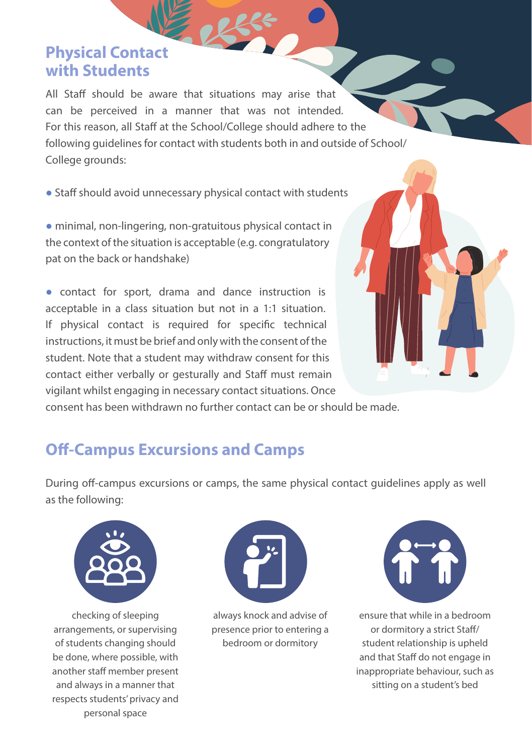## Physical Contact with Students

All Staff should be aware that situations may arise that can be perceived in a manner that was not intended. For this reason, all Staff at the School/College should adhere to the following guidelines for contact with students both in and outside of School/College grounds:

- Staff should avoid unnecessary physical contact with students
- minimal, non-lingering, non-gratuitous physical contact in the context of the situation is acceptable (e.g. congratulatory pat on the back or handshake)
- contact for sport, drama and dance instruction is acceptable in a class situation but not in a 1:1 situation. If physical contact is required for specific technical instructions, it must be brief and only with the consent of the student. Note that a student may withdraw consent for this contact either verbally or gesturally and Staff must remain vigilant whilst engaging in necessary contact situations. Once consent has been withdrawn no further contact can be or should be made.

## Off-Campus Excursions and Camps

During off-campus excursions or camps, the same physical contact guidelines apply as well as the following:

- checking of sleeping arrangements, or supervising of students changing should be done, where possible, with another staff member present and always in a manner that respects students' privacy and personal space
- always knock and advise of presence prior to entering a bedroom or dormitory
- ensure that while in a bedroom or dormitory a strict Staff/student relationship is upheld and that Staff do not engage in inappropriate behaviour, such as sitting on a student's bed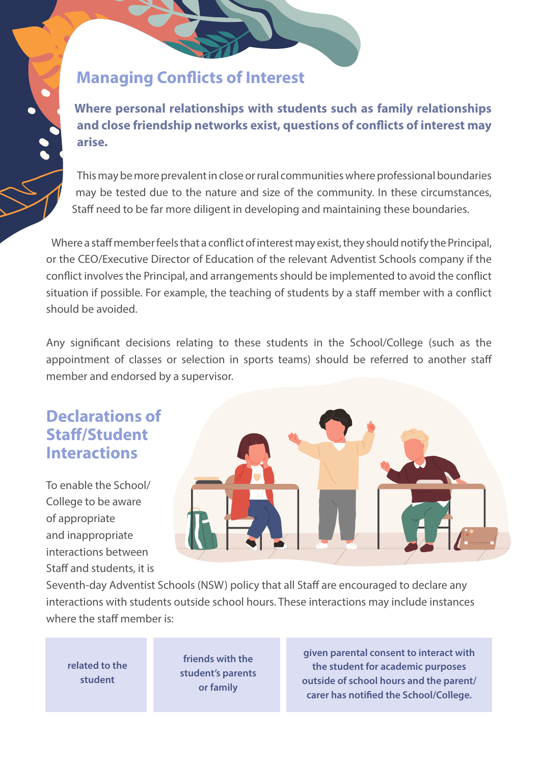## Managing Conflicts of Interest

**Where personal relationships with students such as family relationships and close friendship networks exist, questions of conflicts of interest may arise.**

This may be more prevalent in close or rural communities where professional boundaries may be tested due to the nature and size of the community. In these circumstances, Staff need to be far more diligent in developing and maintaining these boundaries.

Where a staff member feels that a conflict of interest may exist, they should notify the Principal, or the CEO/Executive Director of Education of the relevant Adventist Schools company if the conflict involves the Principal, and arrangements should be implemented to avoid the conflict situation if possible. For example, the teaching of students by a staff member with a conflict should be avoided.

Any significant decisions relating to these students in the School/College (such as the appointment of classes or selection in sports teams) should be referred to another staff member and endorsed by a supervisor.

## Declarations of Staff/Student Interactions

To enable the School/College to be aware of appropriate and inappropriate interactions between Staff and students, it is Seventh-day Adventist Schools (NSW) policy that all Staff are encouraged to declare any interactions with students outside school hours. These interactions may include instances where the staff member is:

- **related to the student**
- **friends with the student's parents or family**
- **given parental consent to interact with the student for academic purposes outside of school hours and the parent/carer has notified the School/College.**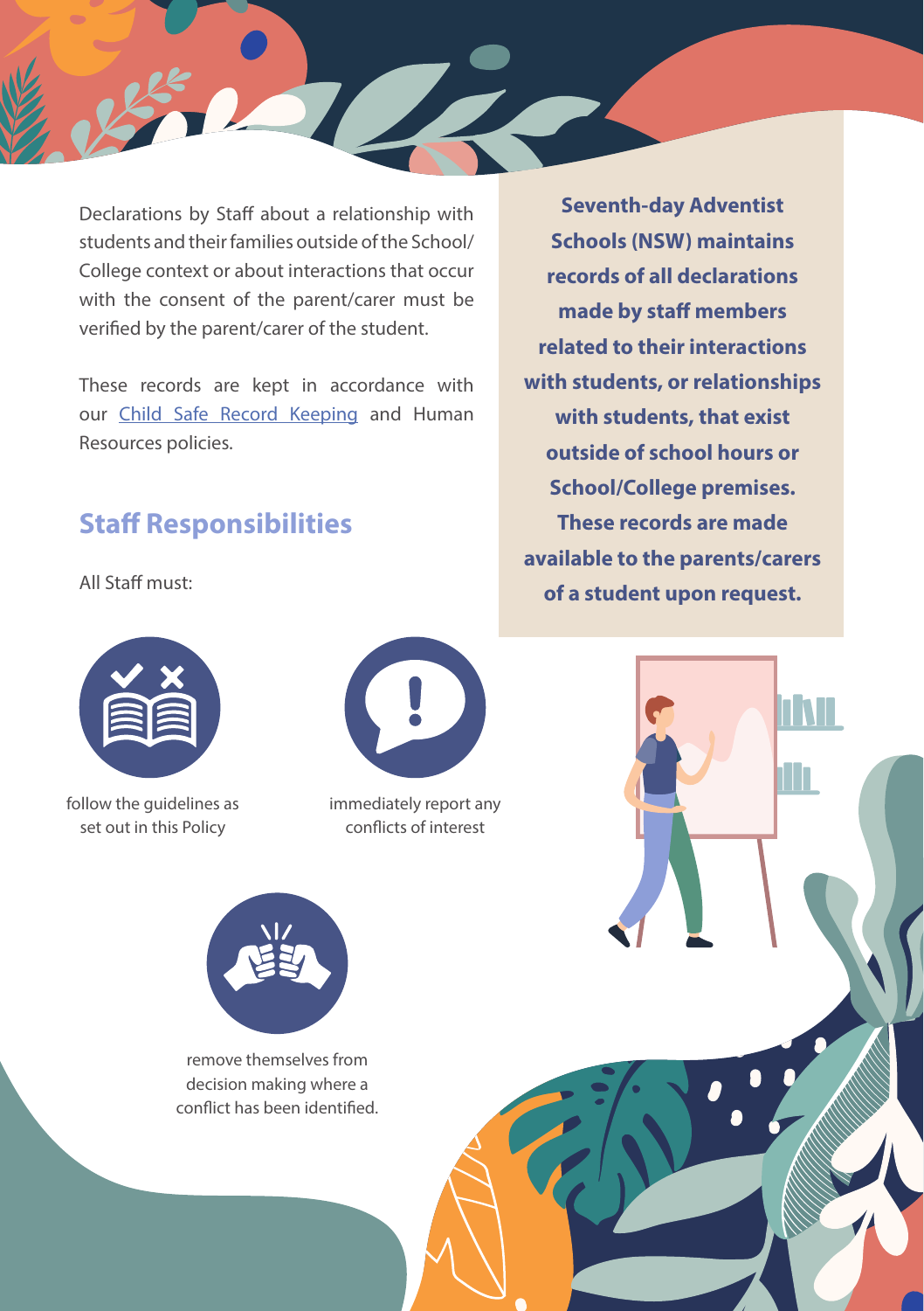Declarations by Staff about a relationship with students and their families outside of the School/College context or about interactions that occur with the consent of the parent/carer must be verified by the parent/carer of the student.

These records are kept in accordance with our Child Safe Record Keeping and Human Resources policies.

**Seventh-day Adventist Schools (NSW) maintains records of all declarations made by staff members related to their interactions with students, or relationships with students, that exist outside of school hours or School/College premises. These records are made available to the parents/carers of a student upon request.**

## Staff Responsibilities

All Staff must:

- follow the guidelines as set out in this Policy
- immediately report any conflicts of interest
- remove themselves from decision making where a conflict has been identified.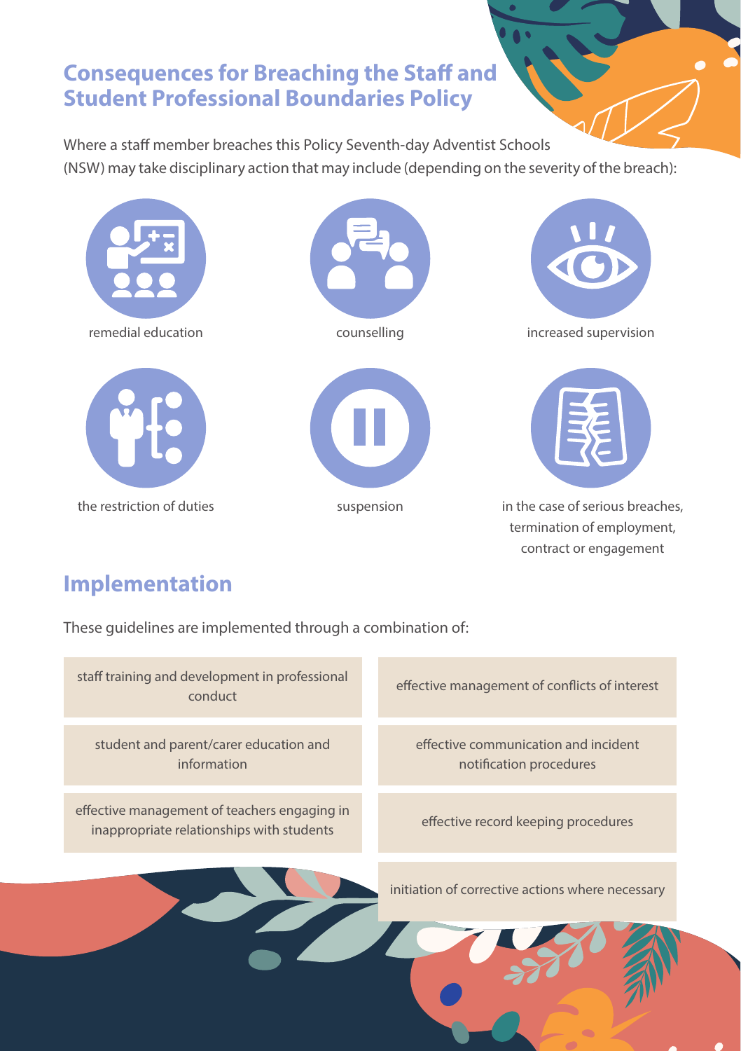## Consequences for Breaching the Staff and Student Professional Boundaries Policy

Where a staff member breaches this Policy Seventh-day Adventist Schools (NSW) may take disciplinary action that may include (depending on the severity of the breach):

- remedial education
- counselling
- increased supervision
- the restriction of duties
- suspension
- in the case of serious breaches, termination of employment, contract or engagement

## Implementation

These guidelines are implemented through a combination of:

- staff training and development in professional conduct
- effective management of conflicts of interest
- student and parent/carer education and information
- effective communication and incident notification procedures
- effective management of teachers engaging in inappropriate relationships with students
- effective record keeping procedures
- initiation of corrective actions where necessary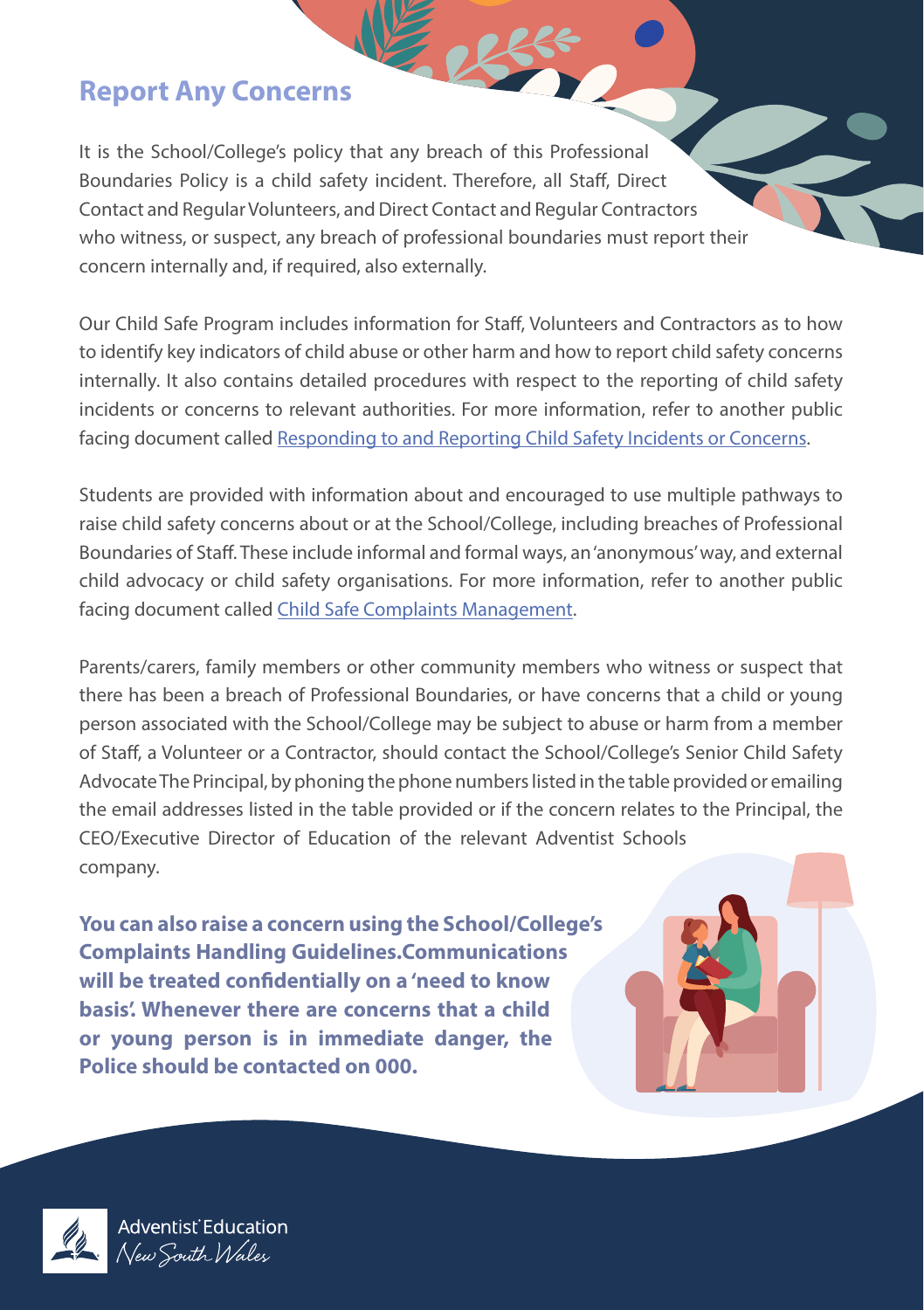## Report Any Concerns

It is the School/College's policy that any breach of this Professional Boundaries Policy is a child safety incident. Therefore, all Staff, Direct Contact and Regular Volunteers, and Direct Contact and Regular Contractors who witness, or suspect, any breach of professional boundaries must report their concern internally and, if required, also externally.

Our Child Safe Program includes information for Staff, Volunteers and Contractors as to how to identify key indicators of child abuse or other harm and how to report child safety concerns internally. It also contains detailed procedures with respect to the reporting of child safety incidents or concerns to relevant authorities. For more information, refer to another public facing document called Responding to and Reporting Child Safety Incidents or Concerns.

Students are provided with information about and encouraged to use multiple pathways to raise child safety concerns about or at the School/College, including breaches of Professional Boundaries of Staff. These include informal and formal ways, an 'anonymous' way, and external child advocacy or child safety organisations. For more information, refer to another public facing document called Child Safe Complaints Management.

Parents/carers, family members or other community members who witness or suspect that there has been a breach of Professional Boundaries, or have concerns that a child or young person associated with the School/College may be subject to abuse or harm from a member of Staff, a Volunteer or a Contractor, should contact the School/College's Senior Child Safety Advocate The Principal, by phoning the phone numbers listed in the table provided or emailing the email addresses listed in the table provided or if the concern relates to the Principal, the CEO/Executive Director of Education of the relevant Adventist Schools company.

**You can also raise a concern using the School/College's Complaints Handling Guidelines.Communications will be treated confidentially on a 'need to know basis'. Whenever there are concerns that a child or young person is in immediate danger, the Police should be contacted on 000.**